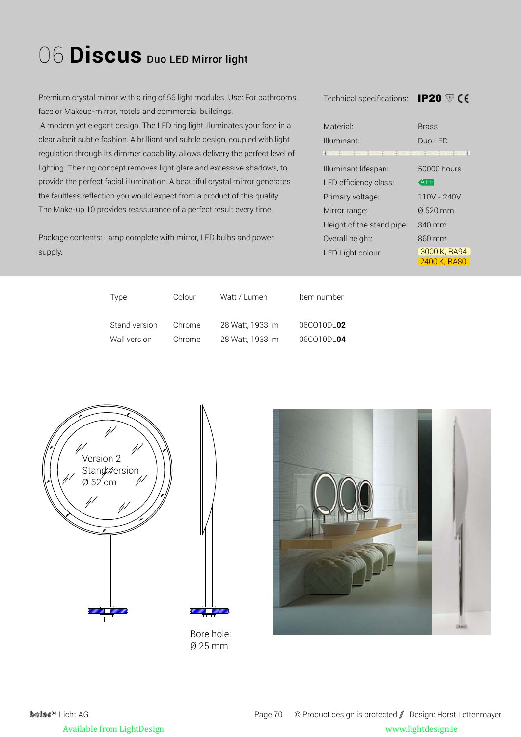# 06 **Discus** Duo LED Mirror light

Premium crystal mirror with a ring of 56 light modules. Use: For bathrooms, face or Makeup-mirror, hotels and commercial buildings.
A modern yet elegant design. The LED ring light illuminates your face in a clear albeit subtle fashion. A brilliant and subtle design, coupled with light regulation through its dimmer capability, allows delivery the perfect level of lighting. The ring concept removes light glare and excessive shadows, to provide the perfect facial illumination. A beautiful crystal mirror generates the faultless reflection you would expect from a product of this quality. The Make-up 10 provides reassurance of a perfect result every time.

Package contents: Lamp complete with mirror, LED bulbs and power supply.

| Technical specifications: | **IP20** CE |
|---|---|
| Material: | Brass |
| Illuminant: | Duo LED |
| Illuminant lifespan: | 50000 hours |
| LED efficiency class: | A++ |
| Primary voltage: | 110V - 240V |
| Mirror range: | Ø 520 mm |
| Height of the stand pipe: | 340 mm |
| Overall height: | 860 mm |
| LED Light colour: | 3000 K, RA94<br>2400 K, RA80 |

| Type | Colour | Watt / Lumen | Item number |
|---|---|---|---|
| Stand version | Chrome | 28 Watt, 1933 lm | 06CO10DL**02** |
| Wall version | Chrome | 28 Watt, 1933 lm | 06CO10DL**04** |

Version 2
Stand version
Ø 52 cm

Bore hole:
Ø 25 mm

betec® Licht AG © Product design is protected // Design: Horst Lettenmayer

Available from LightDesign www.lightdesign.ie